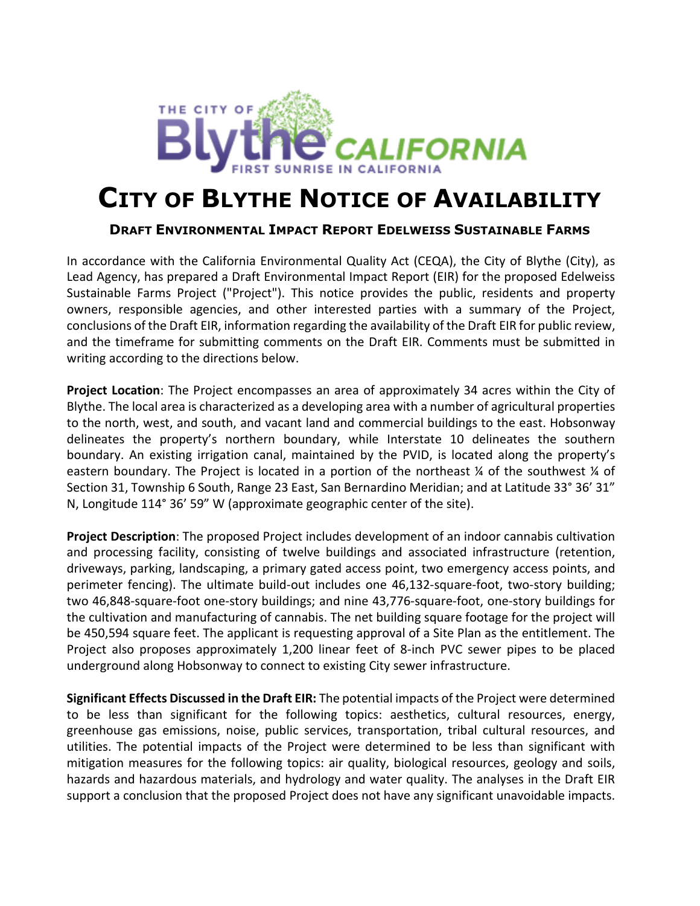# City of Blythe Notice of Availability

## Draft Environmental Impact Report Edelweiss Sustainable Farms

In accordance with the California Environmental Quality Act (CEQA), the City of Blythe (City), as Lead Agency, has prepared a Draft Environmental Impact Report (EIR) for the proposed Edelweiss Sustainable Farms Project ("Project"). This notice provides the public, residents and property owners, responsible agencies, and other interested parties with a summary of the Project, conclusions of the Draft EIR, information regarding the availability of the Draft EIR for public review, and the timeframe for submitting comments on the Draft EIR. Comments must be submitted in writing according to the directions below.

**Project Location**: The Project encompasses an area of approximately 34 acres within the City of Blythe. The local area is characterized as a developing area with a number of agricultural properties to the north, west, and south, and vacant land and commercial buildings to the east. Hobsonway delineates the property's northern boundary, while Interstate 10 delineates the southern boundary. An existing irrigation canal, maintained by the PVID, is located along the property's eastern boundary. The Project is located in a portion of the northeast ¼ of the southwest ¼ of Section 31, Township 6 South, Range 23 East, San Bernardino Meridian; and at Latitude 33° 36' 31" N, Longitude 114° 36' 59" W (approximate geographic center of the site).

**Project Description**: The proposed Project includes development of an indoor cannabis cultivation and processing facility, consisting of twelve buildings and associated infrastructure (retention, driveways, parking, landscaping, a primary gated access point, two emergency access points, and perimeter fencing). The ultimate build-out includes one 46,132-square-foot, two-story building; two 46,848-square-foot one-story buildings; and nine 43,776-square-foot, one-story buildings for the cultivation and manufacturing of cannabis. The net building square footage for the project will be 450,594 square feet. The applicant is requesting approval of a Site Plan as the entitlement. The Project also proposes approximately 1,200 linear feet of 8-inch PVC sewer pipes to be placed underground along Hobsonway to connect to existing City sewer infrastructure.

**Significant Effects Discussed in the Draft EIR:** The potential impacts of the Project were determined to be less than significant for the following topics: aesthetics, cultural resources, energy, greenhouse gas emissions, noise, public services, transportation, tribal cultural resources, and utilities. The potential impacts of the Project were determined to be less than significant with mitigation measures for the following topics: air quality, biological resources, geology and soils, hazards and hazardous materials, and hydrology and water quality. The analyses in the Draft EIR support a conclusion that the proposed Project does not have any significant unavoidable impacts.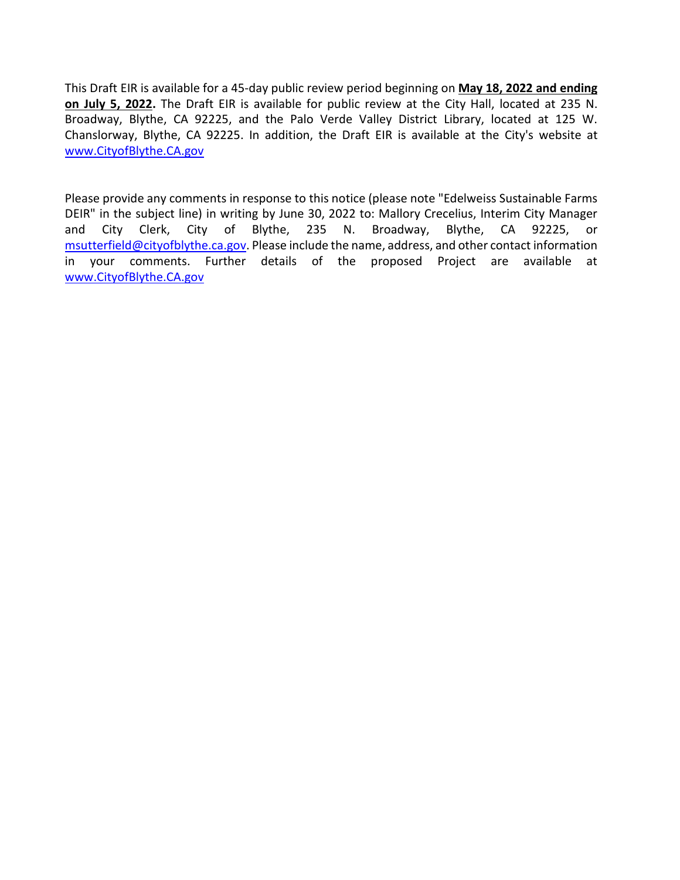This Draft EIR is available for a 45-day public review period beginning on **May 18, 2022 and ending on July 5, 2022.** The Draft EIR is available for public review at the City Hall, located at 235 N. Broadway, Blythe, CA 92225, and the Palo Verde Valley District Library, located at 125 W. Chanslorway, Blythe, CA 92225. In addition, the Draft EIR is available at the City's website at www.CityofBlythe.CA.gov

Please provide any comments in response to this notice (please note "Edelweiss Sustainable Farms DEIR" in the subject line) in writing by June 30, 2022 to: Mallory Crecelius, Interim City Manager and City Clerk, City of Blythe, 235 N. Broadway, Blythe, CA 92225, or msutterfield@cityofblythe.ca.gov. Please include the name, address, and other contact information in your comments. Further details of the proposed Project are available at www.CityofBlythe.CA.gov